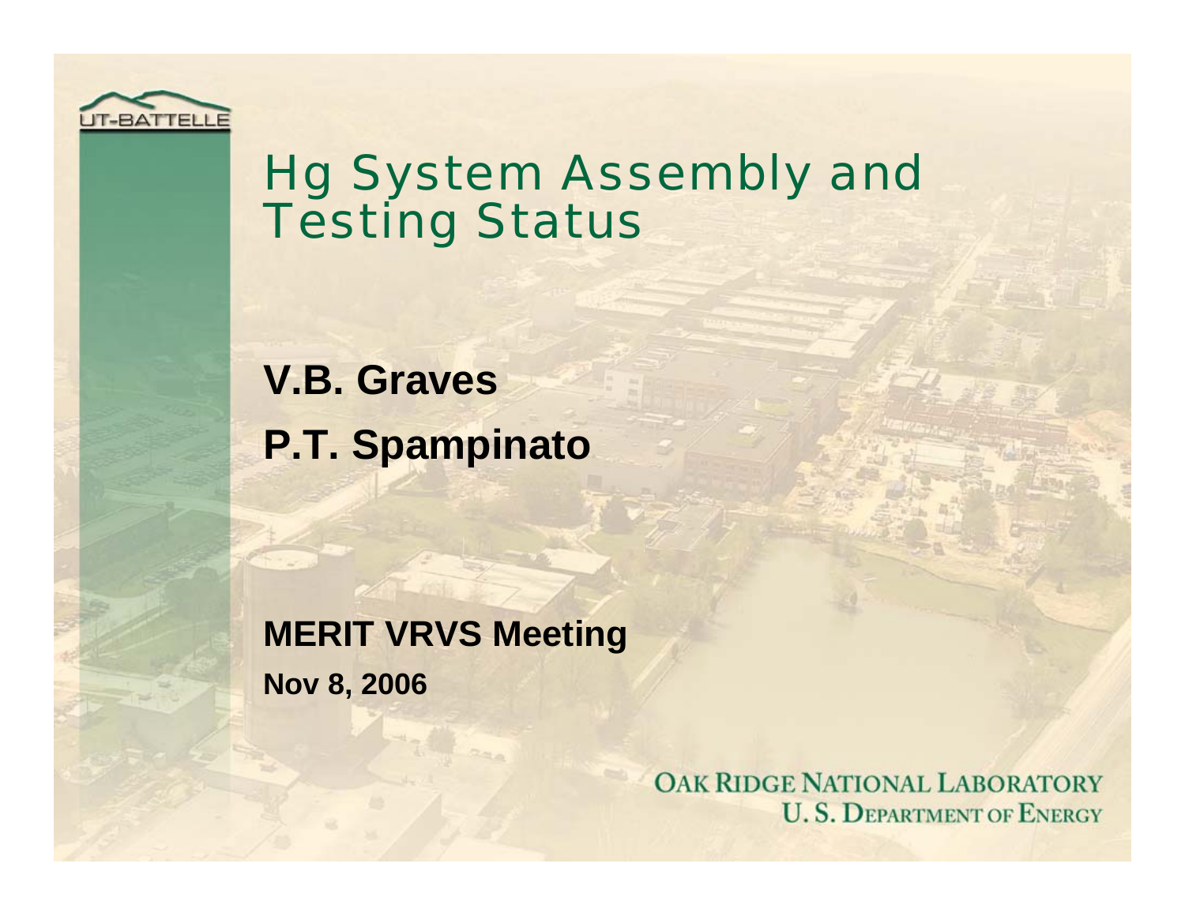# Hg System Assembly and Testing Status

**V.B. Graves**

**P.T. Spampinato**

**MERIT VRVS Meeting**

**Nov 8, 2006**

OAK RIDGE NATIONAL LABORATORY
U. S. DEPARTMENT OF ENERGY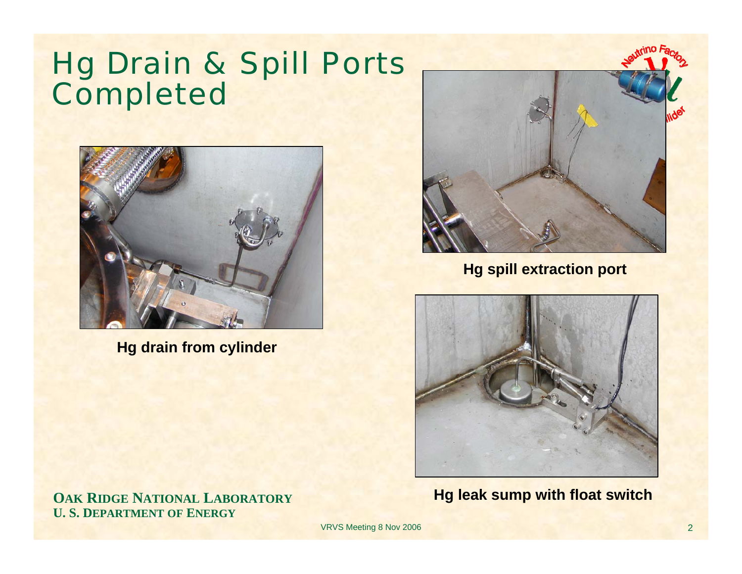# Hg Drain & Spill Ports Completed

Hg drain from cylinder

Hg spill extraction port

Hg leak sump with float switch

**OAK RIDGE NATIONAL LABORATORY**
**U. S. DEPARTMENT OF ENERGY**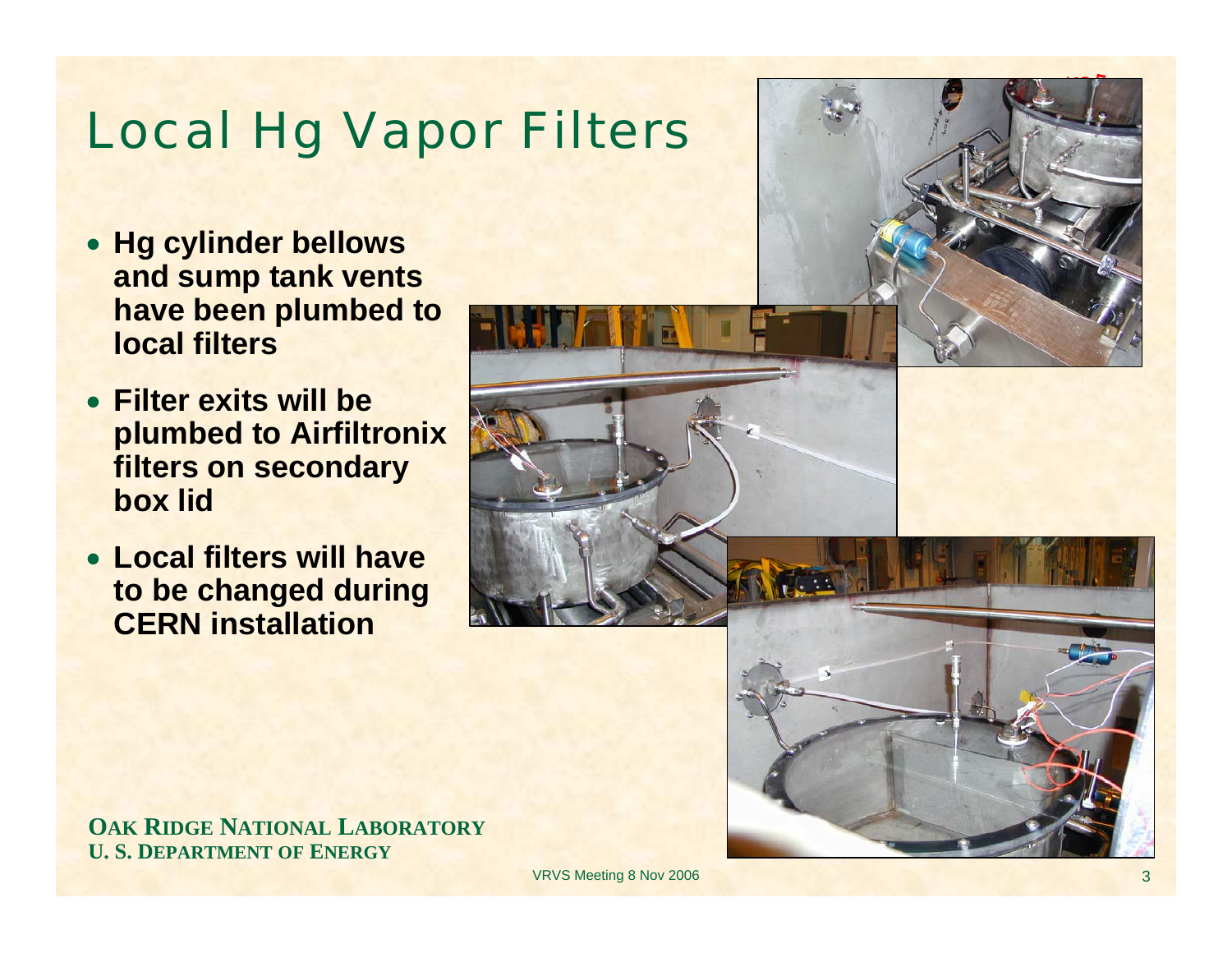# Local Hg Vapor Filters

- **Hg cylinder bellows and sump tank vents have been plumbed to local filters**
- **Filter exits will be plumbed to Airfiltronix filters on secondary box lid**
- **Local filters will have to be changed during CERN installation**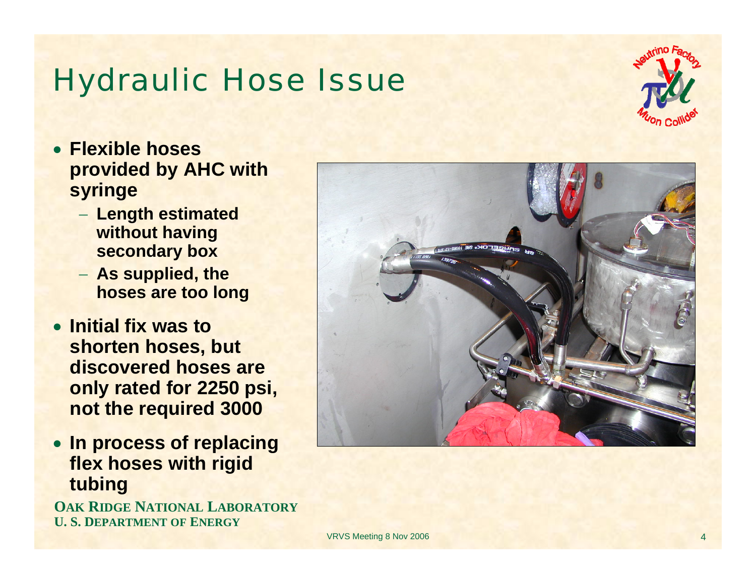# Hydraulic Hose Issue

- **Flexible hoses provided by AHC with syringe**
  - **Length estimated without having secondary box**
  - **As supplied, the hoses are too long**
- **Initial fix was to shorten hoses, but discovered hoses are only rated for 2250 psi, not the required 3000**
- **In process of replacing flex hoses with rigid tubing**

**OAK RIDGE NATIONAL LABORATORY**
**U. S. DEPARTMENT OF ENERGY**

VRVS Meeting 8 Nov 2006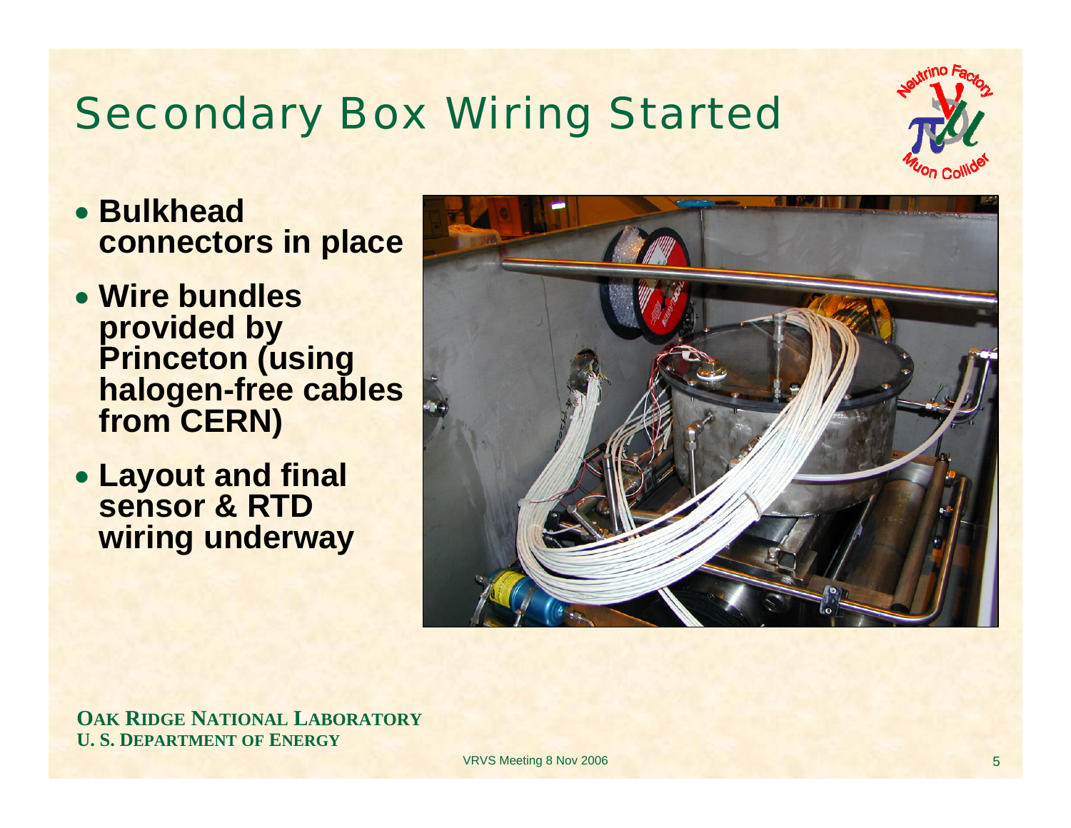# Secondary Box Wiring Started

- **Bulkhead connectors in place**
- **Wire bundles provided by Princeton (using halogen-free cables from CERN)**
- **Layout and final sensor & RTD wiring underway**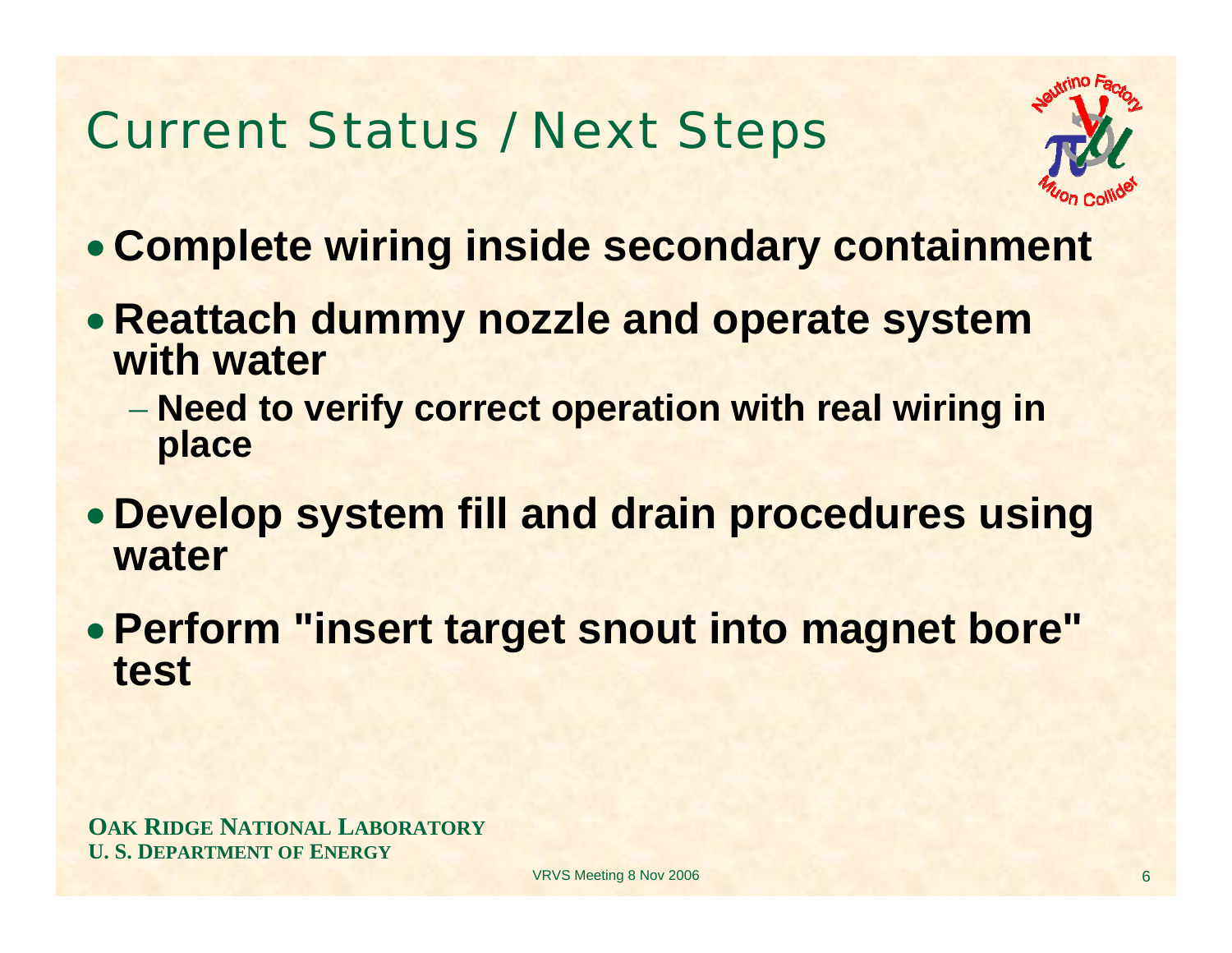# Current Status / Next Steps

- **Complete wiring inside secondary containment**
- **Reattach dummy nozzle and operate system with water**
  - **Need to verify correct operation with real wiring in place**
- **Develop system fill and drain procedures using water**
- **Perform "insert target snout into magnet bore" test**